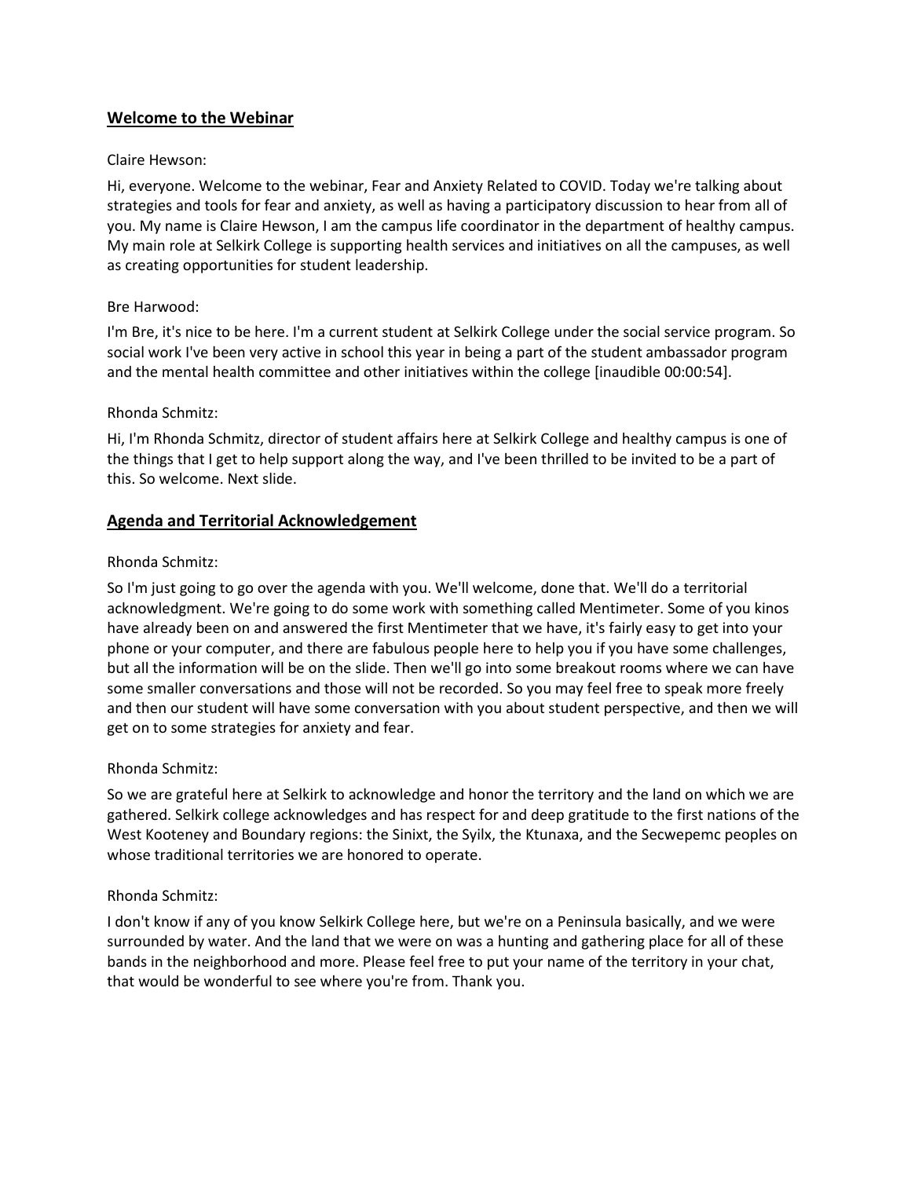## Welcome to the Webinar

Claire Hewson:

Hi, everyone. Welcome to the webinar, Fear and Anxiety Related to COVID. Today we're talking about strategies and tools for fear and anxiety, as well as having a participatory discussion to hear from all of you. My name is Claire Hewson, I am the campus life coordinator in the department of healthy campus. My main role at Selkirk College is supporting health services and initiatives on all the campuses, as well as creating opportunities for student leadership.

Bre Harwood:

I'm Bre, it's nice to be here. I'm a current student at Selkirk College under the social service program. So social work I've been very active in school this year in being a part of the student ambassador program and the mental health committee and other initiatives within the college [inaudible 00:00:54].

Rhonda Schmitz:

Hi, I'm Rhonda Schmitz, director of student affairs here at Selkirk College and healthy campus is one of the things that I get to help support along the way, and I've been thrilled to be invited to be a part of this. So welcome. Next slide.

## Agenda and Territorial Acknowledgement

Rhonda Schmitz:

So I'm just going to go over the agenda with you. We'll welcome, done that. We'll do a territorial acknowledgment. We're going to do some work with something called Mentimeter. Some of you kinos have already been on and answered the first Mentimeter that we have, it's fairly easy to get into your phone or your computer, and there are fabulous people here to help you if you have some challenges, but all the information will be on the slide. Then we'll go into some breakout rooms where we can have some smaller conversations and those will not be recorded. So you may feel free to speak more freely and then our student will have some conversation with you about student perspective, and then we will get on to some strategies for anxiety and fear.

Rhonda Schmitz:

So we are grateful here at Selkirk to acknowledge and honor the territory and the land on which we are gathered. Selkirk college acknowledges and has respect for and deep gratitude to the first nations of the West Kooteney and Boundary regions: the Sinixt, the Syilx, the Ktunaxa, and the Secwepemc peoples on whose traditional territories we are honored to operate.

Rhonda Schmitz:

I don't know if any of you know Selkirk College here, but we're on a Peninsula basically, and we were surrounded by water. And the land that we were on was a hunting and gathering place for all of these bands in the neighborhood and more. Please feel free to put your name of the territory in your chat, that would be wonderful to see where you're from. Thank you.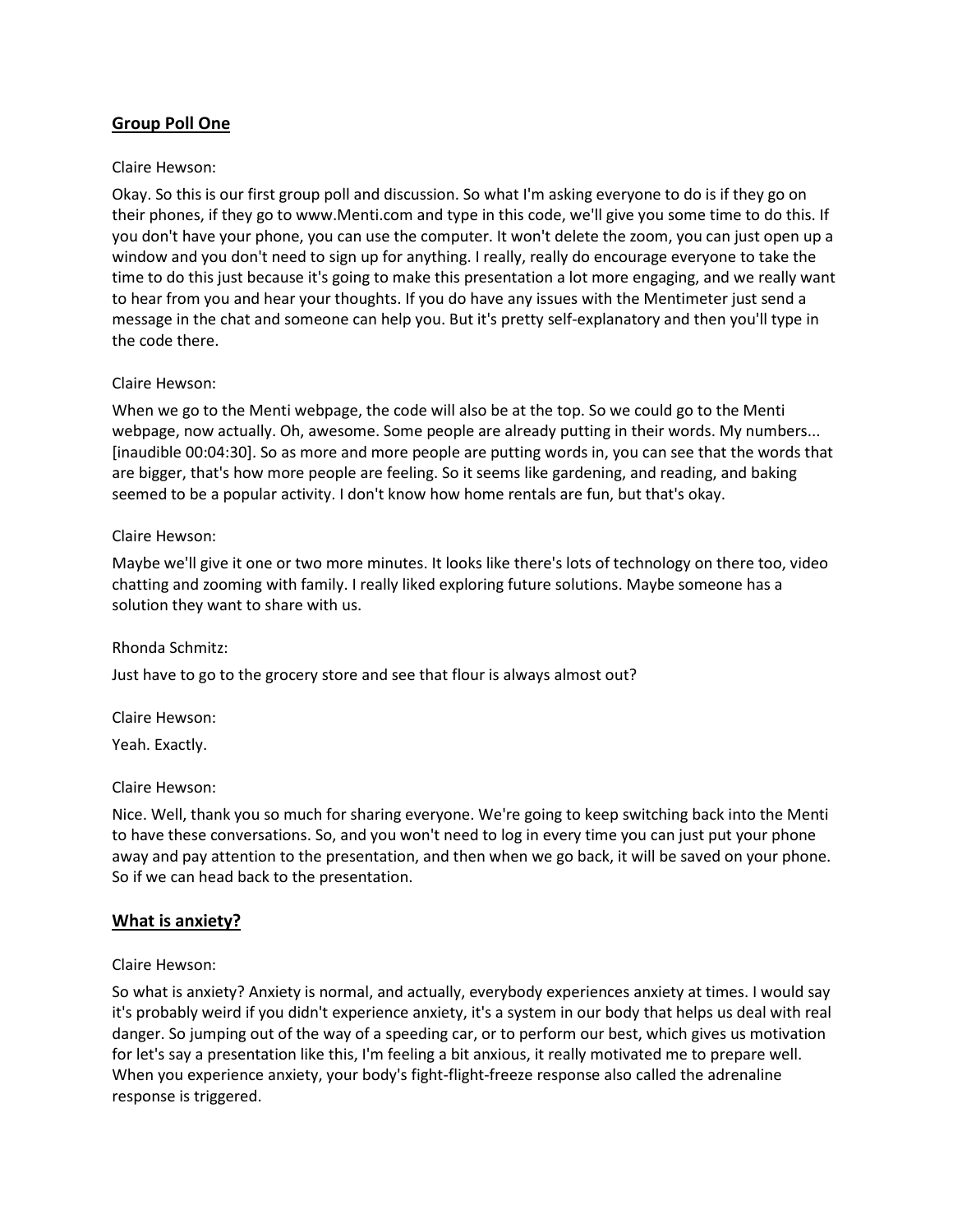## Group Poll One

Claire Hewson:

Okay. So this is our first group poll and discussion. So what I'm asking everyone to do is if they go on their phones, if they go to www.Menti.com and type in this code, we'll give you some time to do this. If you don't have your phone, you can use the computer. It won't delete the zoom, you can just open up a window and you don't need to sign up for anything. I really, really do encourage everyone to take the time to do this just because it's going to make this presentation a lot more engaging, and we really want to hear from you and hear your thoughts. If you do have any issues with the Mentimeter just send a message in the chat and someone can help you. But it's pretty self-explanatory and then you'll type in the code there.

Claire Hewson:

When we go to the Menti webpage, the code will also be at the top. So we could go to the Menti webpage, now actually. Oh, awesome. Some people are already putting in their words. My numbers... [inaudible 00:04:30]. So as more and more people are putting words in, you can see that the words that are bigger, that's how more people are feeling. So it seems like gardening, and reading, and baking seemed to be a popular activity. I don't know how home rentals are fun, but that's okay.

Claire Hewson:

Maybe we'll give it one or two more minutes. It looks like there's lots of technology on there too, video chatting and zooming with family. I really liked exploring future solutions. Maybe someone has a solution they want to share with us.

Rhonda Schmitz:

Just have to go to the grocery store and see that flour is always almost out?

Claire Hewson:

Yeah. Exactly.

Claire Hewson:

Nice. Well, thank you so much for sharing everyone. We're going to keep switching back into the Menti to have these conversations. So, and you won't need to log in every time you can just put your phone away and pay attention to the presentation, and then when we go back, it will be saved on your phone. So if we can head back to the presentation.

## What is anxiety?

Claire Hewson:

So what is anxiety? Anxiety is normal, and actually, everybody experiences anxiety at times. I would say it's probably weird if you didn't experience anxiety, it's a system in our body that helps us deal with real danger. So jumping out of the way of a speeding car, or to perform our best, which gives us motivation for let's say a presentation like this, I'm feeling a bit anxious, it really motivated me to prepare well. When you experience anxiety, your body's fight-flight-freeze response also called the adrenaline response is triggered.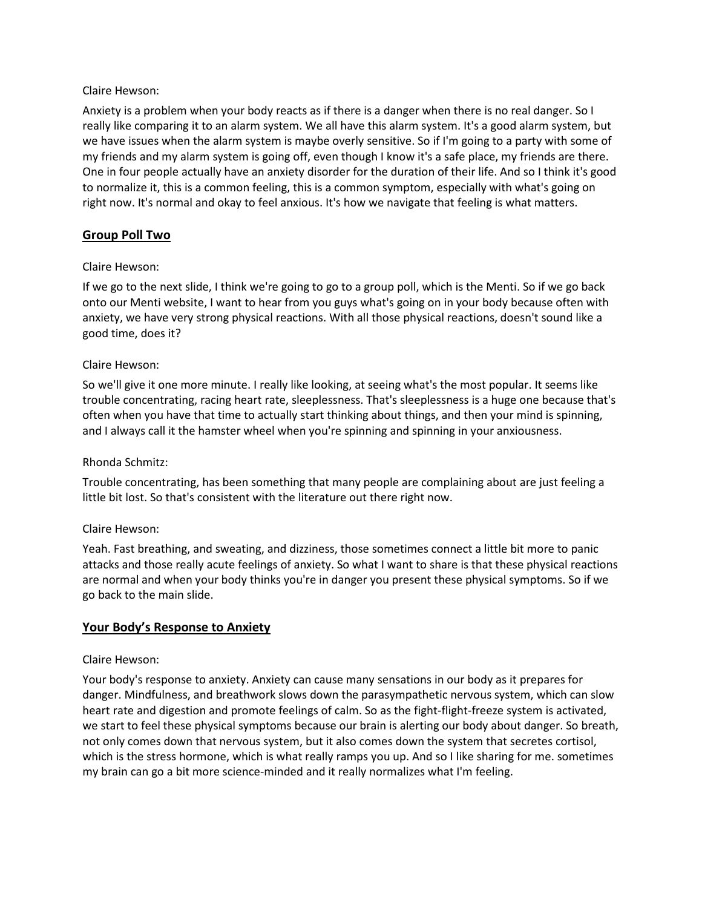Claire Hewson:

Anxiety is a problem when your body reacts as if there is a danger when there is no real danger. So I really like comparing it to an alarm system. We all have this alarm system. It's a good alarm system, but we have issues when the alarm system is maybe overly sensitive. So if I'm going to a party with some of my friends and my alarm system is going off, even though I know it's a safe place, my friends are there. One in four people actually have an anxiety disorder for the duration of their life. And so I think it's good to normalize it, this is a common feeling, this is a common symptom, especially with what's going on right now. It's normal and okay to feel anxious. It's how we navigate that feeling is what matters.

## Group Poll Two

Claire Hewson:

If we go to the next slide, I think we're going to go to a group poll, which is the Menti. So if we go back onto our Menti website, I want to hear from you guys what's going on in your body because often with anxiety, we have very strong physical reactions. With all those physical reactions, doesn't sound like a good time, does it?

Claire Hewson:

So we'll give it one more minute. I really like looking, at seeing what's the most popular. It seems like trouble concentrating, racing heart rate, sleeplessness. That's sleeplessness is a huge one because that's often when you have that time to actually start thinking about things, and then your mind is spinning, and I always call it the hamster wheel when you're spinning and spinning in your anxiousness.

Rhonda Schmitz:

Trouble concentrating, has been something that many people are complaining about are just feeling a little bit lost. So that's consistent with the literature out there right now.

Claire Hewson:

Yeah. Fast breathing, and sweating, and dizziness, those sometimes connect a little bit more to panic attacks and those really acute feelings of anxiety. So what I want to share is that these physical reactions are normal and when your body thinks you're in danger you present these physical symptoms. So if we go back to the main slide.

## Your Body's Response to Anxiety

Claire Hewson:

Your body's response to anxiety. Anxiety can cause many sensations in our body as it prepares for danger. Mindfulness, and breathwork slows down the parasympathetic nervous system, which can slow heart rate and digestion and promote feelings of calm. So as the fight-flight-freeze system is activated, we start to feel these physical symptoms because our brain is alerting our body about danger. So breath, not only comes down that nervous system, but it also comes down the system that secretes cortisol, which is the stress hormone, which is what really ramps you up. And so I like sharing for me. sometimes my brain can go a bit more science-minded and it really normalizes what I'm feeling.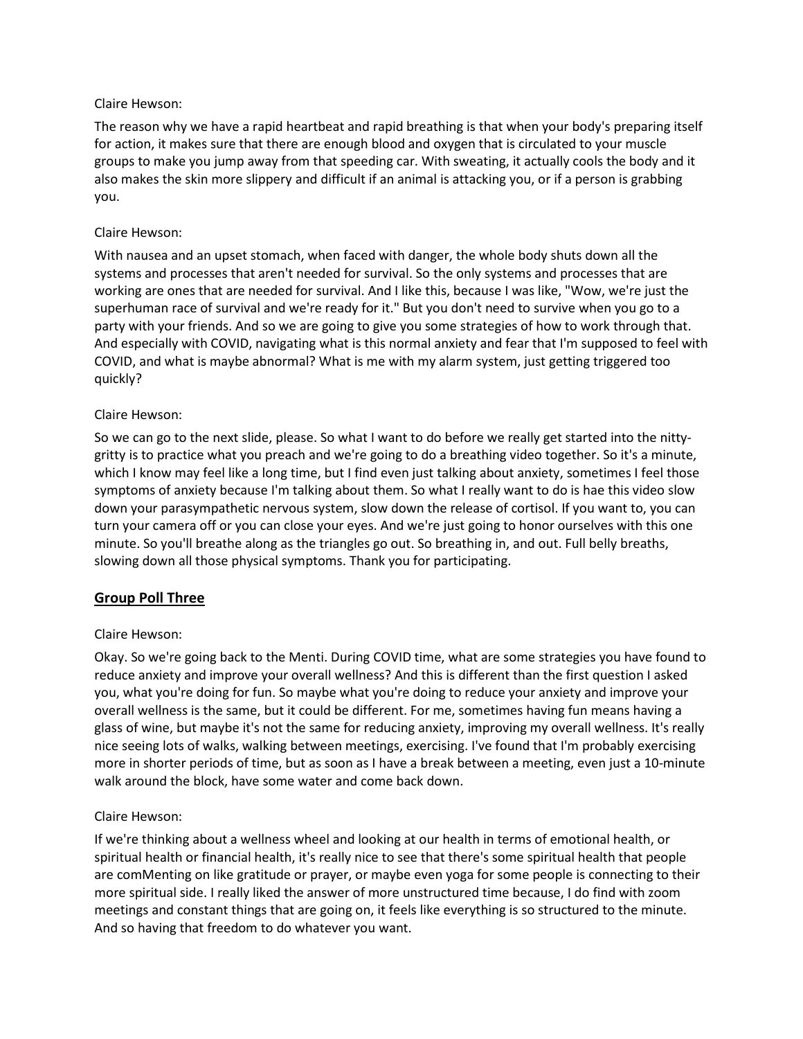Claire Hewson:

The reason why we have a rapid heartbeat and rapid breathing is that when your body's preparing itself for action, it makes sure that there are enough blood and oxygen that is circulated to your muscle groups to make you jump away from that speeding car. With sweating, it actually cools the body and it also makes the skin more slippery and difficult if an animal is attacking you, or if a person is grabbing you.

Claire Hewson:

With nausea and an upset stomach, when faced with danger, the whole body shuts down all the systems and processes that aren't needed for survival. So the only systems and processes that are working are ones that are needed for survival. And I like this, because I was like, "Wow, we're just the superhuman race of survival and we're ready for it." But you don't need to survive when you go to a party with your friends. And so we are going to give you some strategies of how to work through that. And especially with COVID, navigating what is this normal anxiety and fear that I'm supposed to feel with COVID, and what is maybe abnormal? What is me with my alarm system, just getting triggered too quickly?

Claire Hewson:

So we can go to the next slide, please. So what I want to do before we really get started into the nitty-gritty is to practice what you preach and we're going to do a breathing video together. So it's a minute, which I know may feel like a long time, but I find even just talking about anxiety, sometimes I feel those symptoms of anxiety because I'm talking about them. So what I really want to do is hae this video slow down your parasympathetic nervous system, slow down the release of cortisol. If you want to, you can turn your camera off or you can close your eyes. And we're just going to honor ourselves with this one minute. So you'll breathe along as the triangles go out. So breathing in, and out. Full belly breaths, slowing down all those physical symptoms. Thank you for participating.

## Group Poll Three

Claire Hewson:

Okay. So we're going back to the Menti. During COVID time, what are some strategies you have found to reduce anxiety and improve your overall wellness? And this is different than the first question I asked you, what you're doing for fun. So maybe what you're doing to reduce your anxiety and improve your overall wellness is the same, but it could be different. For me, sometimes having fun means having a glass of wine, but maybe it's not the same for reducing anxiety, improving my overall wellness. It's really nice seeing lots of walks, walking between meetings, exercising. I've found that I'm probably exercising more in shorter periods of time, but as soon as I have a break between a meeting, even just a 10-minute walk around the block, have some water and come back down.

Claire Hewson:

If we're thinking about a wellness wheel and looking at our health in terms of emotional health, or spiritual health or financial health, it's really nice to see that there's some spiritual health that people are comMenting on like gratitude or prayer, or maybe even yoga for some people is connecting to their more spiritual side. I really liked the answer of more unstructured time because, I do find with zoom meetings and constant things that are going on, it feels like everything is so structured to the minute. And so having that freedom to do whatever you want.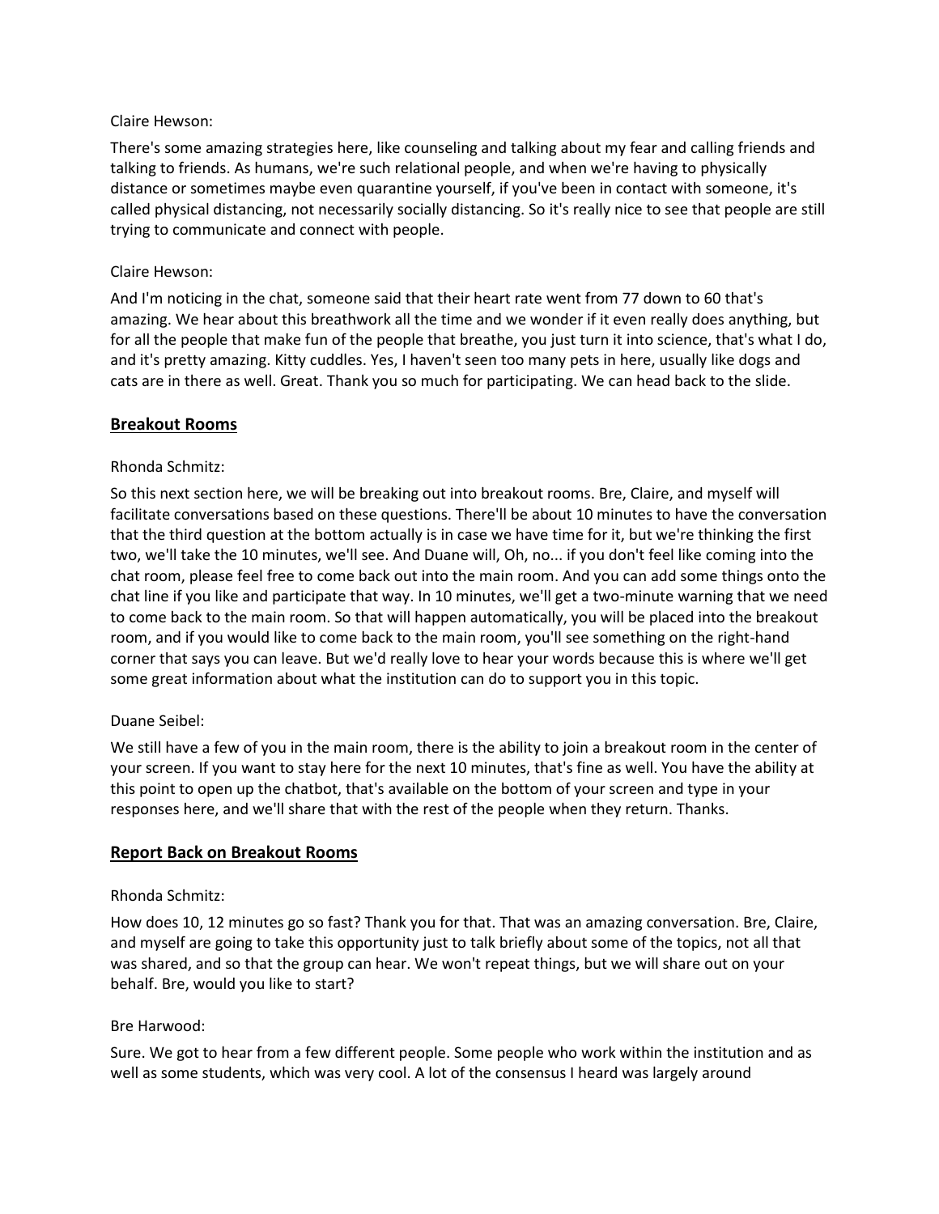Claire Hewson:

There's some amazing strategies here, like counseling and talking about my fear and calling friends and talking to friends. As humans, we're such relational people, and when we're having to physically distance or sometimes maybe even quarantine yourself, if you've been in contact with someone, it's called physical distancing, not necessarily socially distancing. So it's really nice to see that people are still trying to communicate and connect with people.

Claire Hewson:

And I'm noticing in the chat, someone said that their heart rate went from 77 down to 60 that's amazing. We hear about this breathwork all the time and we wonder if it even really does anything, but for all the people that make fun of the people that breathe, you just turn it into science, that's what I do, and it's pretty amazing. Kitty cuddles. Yes, I haven't seen too many pets in here, usually like dogs and cats are in there as well. Great. Thank you so much for participating. We can head back to the slide.

## Breakout Rooms

Rhonda Schmitz:

So this next section here, we will be breaking out into breakout rooms. Bre, Claire, and myself will facilitate conversations based on these questions. There'll be about 10 minutes to have the conversation that the third question at the bottom actually is in case we have time for it, but we're thinking the first two, we'll take the 10 minutes, we'll see. And Duane will, Oh, no... if you don't feel like coming into the chat room, please feel free to come back out into the main room. And you can add some things onto the chat line if you like and participate that way. In 10 minutes, we'll get a two-minute warning that we need to come back to the main room. So that will happen automatically, you will be placed into the breakout room, and if you would like to come back to the main room, you'll see something on the right-hand corner that says you can leave. But we'd really love to hear your words because this is where we'll get some great information about what the institution can do to support you in this topic.

Duane Seibel:

We still have a few of you in the main room, there is the ability to join a breakout room in the center of your screen. If you want to stay here for the next 10 minutes, that's fine as well. You have the ability at this point to open up the chatbot, that's available on the bottom of your screen and type in your responses here, and we'll share that with the rest of the people when they return. Thanks.

## Report Back on Breakout Rooms

Rhonda Schmitz:

How does 10, 12 minutes go so fast? Thank you for that. That was an amazing conversation. Bre, Claire, and myself are going to take this opportunity just to talk briefly about some of the topics, not all that was shared, and so that the group can hear. We won't repeat things, but we will share out on your behalf. Bre, would you like to start?

Bre Harwood:

Sure. We got to hear from a few different people. Some people who work within the institution and as well as some students, which was very cool. A lot of the consensus I heard was largely around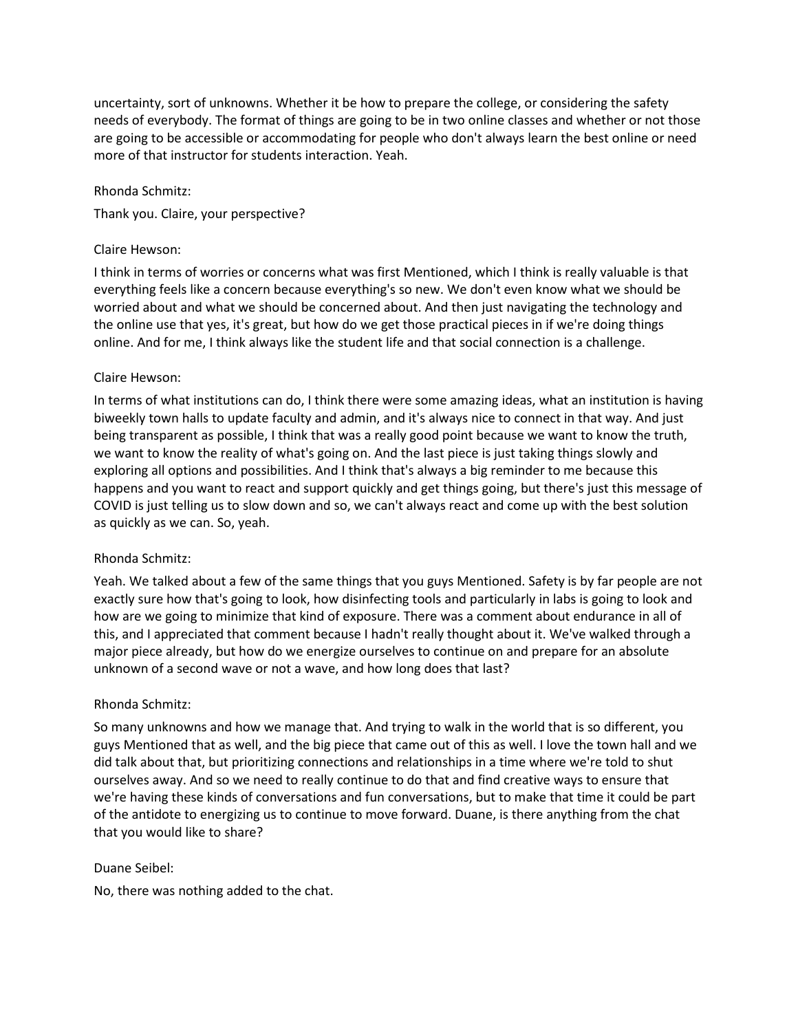uncertainty, sort of unknowns. Whether it be how to prepare the college, or considering the safety needs of everybody. The format of things are going to be in two online classes and whether or not those are going to be accessible or accommodating for people who don't always learn the best online or need more of that instructor for students interaction. Yeah.

Rhonda Schmitz:

Thank you. Claire, your perspective?

Claire Hewson:

I think in terms of worries or concerns what was first Mentioned, which I think is really valuable is that everything feels like a concern because everything's so new. We don't even know what we should be worried about and what we should be concerned about. And then just navigating the technology and the online use that yes, it's great, but how do we get those practical pieces in if we're doing things online. And for me, I think always like the student life and that social connection is a challenge.

Claire Hewson:

In terms of what institutions can do, I think there were some amazing ideas, what an institution is having biweekly town halls to update faculty and admin, and it's always nice to connect in that way. And just being transparent as possible, I think that was a really good point because we want to know the truth, we want to know the reality of what's going on. And the last piece is just taking things slowly and exploring all options and possibilities. And I think that's always a big reminder to me because this happens and you want to react and support quickly and get things going, but there's just this message of COVID is just telling us to slow down and so, we can't always react and come up with the best solution as quickly as we can. So, yeah.

Rhonda Schmitz:

Yeah. We talked about a few of the same things that you guys Mentioned. Safety is by far people are not exactly sure how that's going to look, how disinfecting tools and particularly in labs is going to look and how are we going to minimize that kind of exposure. There was a comment about endurance in all of this, and I appreciated that comment because I hadn't really thought about it. We've walked through a major piece already, but how do we energize ourselves to continue on and prepare for an absolute unknown of a second wave or not a wave, and how long does that last?

Rhonda Schmitz:

So many unknowns and how we manage that. And trying to walk in the world that is so different, you guys Mentioned that as well, and the big piece that came out of this as well. I love the town hall and we did talk about that, but prioritizing connections and relationships in a time where we're told to shut ourselves away. And so we need to really continue to do that and find creative ways to ensure that we're having these kinds of conversations and fun conversations, but to make that time it could be part of the antidote to energizing us to continue to move forward. Duane, is there anything from the chat that you would like to share?

Duane Seibel:

No, there was nothing added to the chat.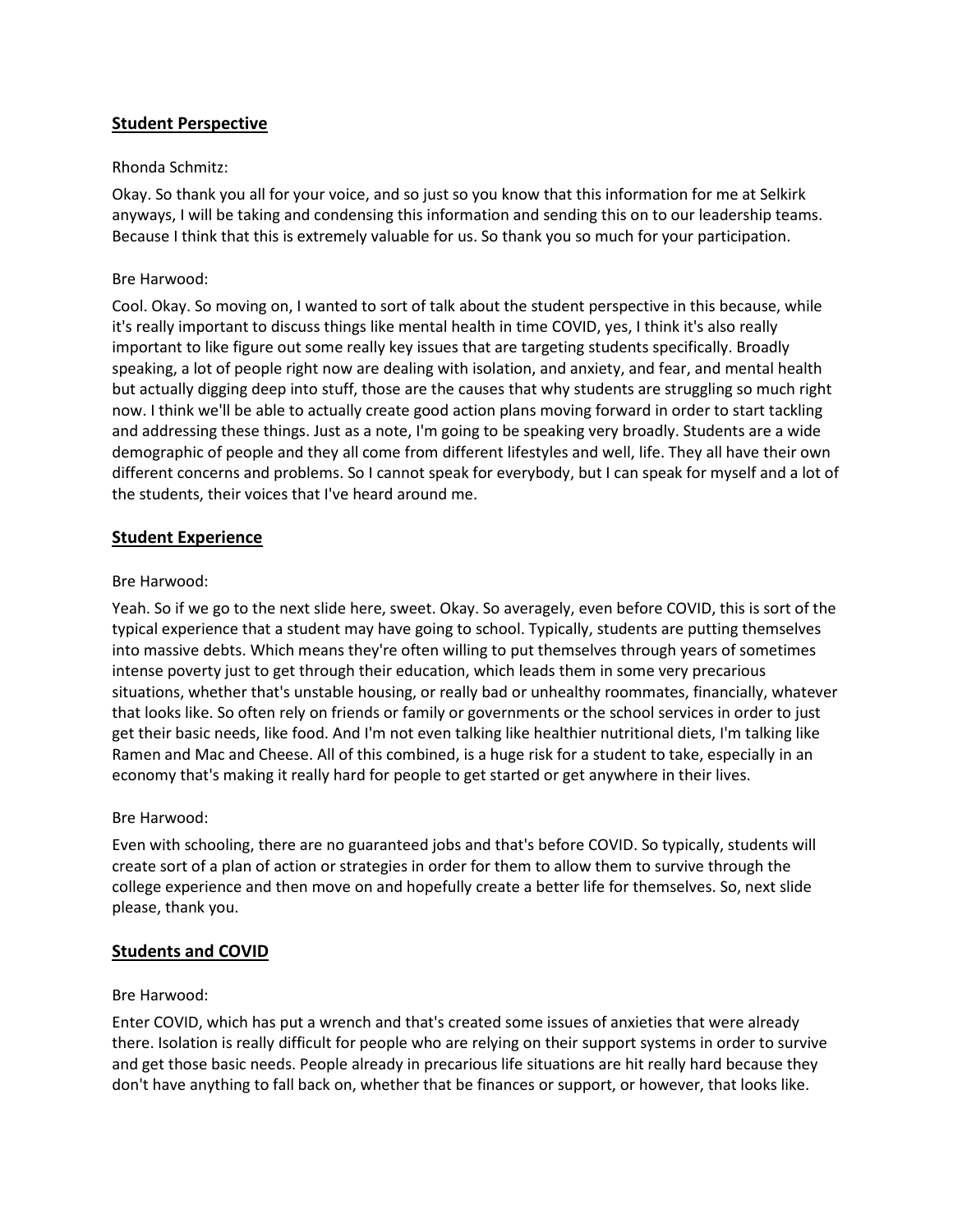## Student Perspective

Rhonda Schmitz:

Okay. So thank you all for your voice, and so just so you know that this information for me at Selkirk anyways, I will be taking and condensing this information and sending this on to our leadership teams. Because I think that this is extremely valuable for us. So thank you so much for your participation.

Bre Harwood:

Cool. Okay. So moving on, I wanted to sort of talk about the student perspective in this because, while it's really important to discuss things like mental health in time COVID, yes, I think it's also really important to like figure out some really key issues that are targeting students specifically. Broadly speaking, a lot of people right now are dealing with isolation, and anxiety, and fear, and mental health but actually digging deep into stuff, those are the causes that why students are struggling so much right now. I think we'll be able to actually create good action plans moving forward in order to start tackling and addressing these things. Just as a note, I'm going to be speaking very broadly. Students are a wide demographic of people and they all come from different lifestyles and well, life. They all have their own different concerns and problems. So I cannot speak for everybody, but I can speak for myself and a lot of the students, their voices that I've heard around me.

## Student Experience

Bre Harwood:

Yeah. So if we go to the next slide here, sweet. Okay. So averagely, even before COVID, this is sort of the typical experience that a student may have going to school. Typically, students are putting themselves into massive debts. Which means they're often willing to put themselves through years of sometimes intense poverty just to get through their education, which leads them in some very precarious situations, whether that's unstable housing, or really bad or unhealthy roommates, financially, whatever that looks like. So often rely on friends or family or governments or the school services in order to just get their basic needs, like food. And I'm not even talking like healthier nutritional diets, I'm talking like Ramen and Mac and Cheese. All of this combined, is a huge risk for a student to take, especially in an economy that's making it really hard for people to get started or get anywhere in their lives.

Bre Harwood:

Even with schooling, there are no guaranteed jobs and that's before COVID. So typically, students will create sort of a plan of action or strategies in order for them to allow them to survive through the college experience and then move on and hopefully create a better life for themselves. So, next slide please, thank you.

## Students and COVID

Bre Harwood:

Enter COVID, which has put a wrench and that's created some issues of anxieties that were already there. Isolation is really difficult for people who are relying on their support systems in order to survive and get those basic needs. People already in precarious life situations are hit really hard because they don't have anything to fall back on, whether that be finances or support, or however, that looks like.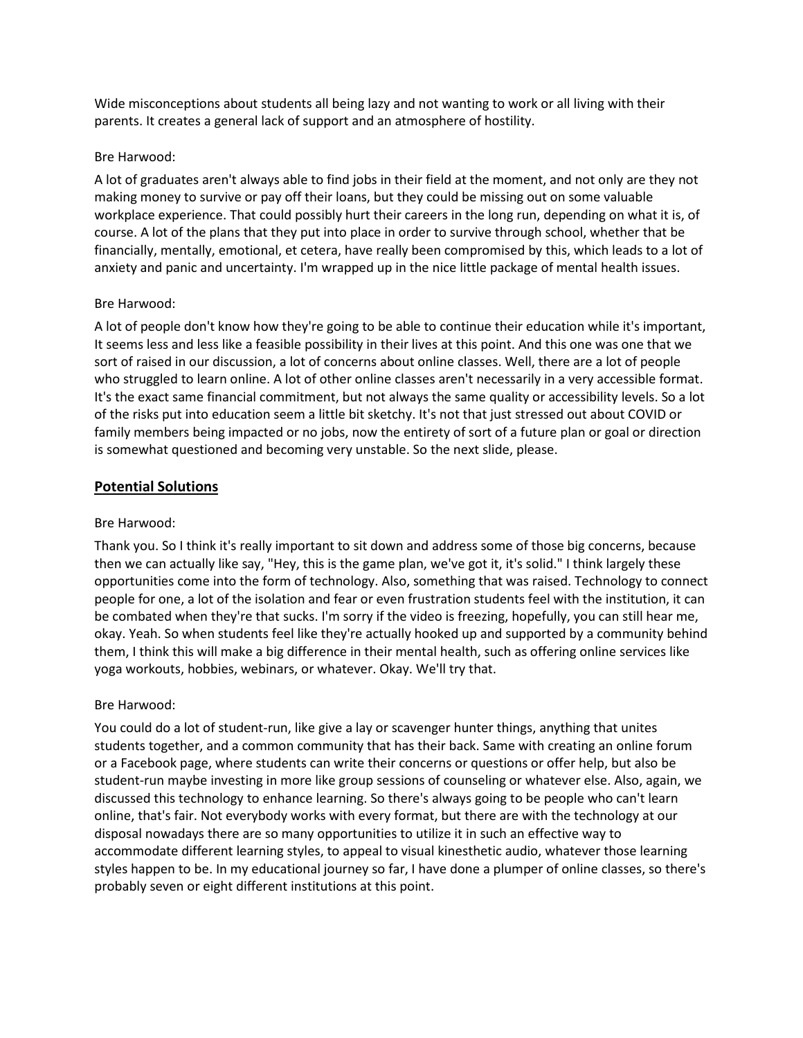Wide misconceptions about students all being lazy and not wanting to work or all living with their parents. It creates a general lack of support and an atmosphere of hostility.

Bre Harwood:

A lot of graduates aren't always able to find jobs in their field at the moment, and not only are they not making money to survive or pay off their loans, but they could be missing out on some valuable workplace experience. That could possibly hurt their careers in the long run, depending on what it is, of course. A lot of the plans that they put into place in order to survive through school, whether that be financially, mentally, emotional, et cetera, have really been compromised by this, which leads to a lot of anxiety and panic and uncertainty. I'm wrapped up in the nice little package of mental health issues.

Bre Harwood:

A lot of people don't know how they're going to be able to continue their education while it's important, It seems less and less like a feasible possibility in their lives at this point. And this one was one that we sort of raised in our discussion, a lot of concerns about online classes. Well, there are a lot of people who struggled to learn online. A lot of other online classes aren't necessarily in a very accessible format. It's the exact same financial commitment, but not always the same quality or accessibility levels. So a lot of the risks put into education seem a little bit sketchy. It's not that just stressed out about COVID or family members being impacted or no jobs, now the entirety of sort of a future plan or goal or direction is somewhat questioned and becoming very unstable. So the next slide, please.

## **Potential Solutions**

Bre Harwood:

Thank you. So I think it's really important to sit down and address some of those big concerns, because then we can actually like say, "Hey, this is the game plan, we've got it, it's solid." I think largely these opportunities come into the form of technology. Also, something that was raised. Technology to connect people for one, a lot of the isolation and fear or even frustration students feel with the institution, it can be combated when they're that sucks. I'm sorry if the video is freezing, hopefully, you can still hear me, okay. Yeah. So when students feel like they're actually hooked up and supported by a community behind them, I think this will make a big difference in their mental health, such as offering online services like yoga workouts, hobbies, webinars, or whatever. Okay. We'll try that.

Bre Harwood:

You could do a lot of student-run, like give a lay or scavenger hunter things, anything that unites students together, and a common community that has their back. Same with creating an online forum or a Facebook page, where students can write their concerns or questions or offer help, but also be student-run maybe investing in more like group sessions of counseling or whatever else. Also, again, we discussed this technology to enhance learning. So there's always going to be people who can't learn online, that's fair. Not everybody works with every format, but there are with the technology at our disposal nowadays there are so many opportunities to utilize it in such an effective way to accommodate different learning styles, to appeal to visual kinesthetic audio, whatever those learning styles happen to be. In my educational journey so far, I have done a plumper of online classes, so there's probably seven or eight different institutions at this point.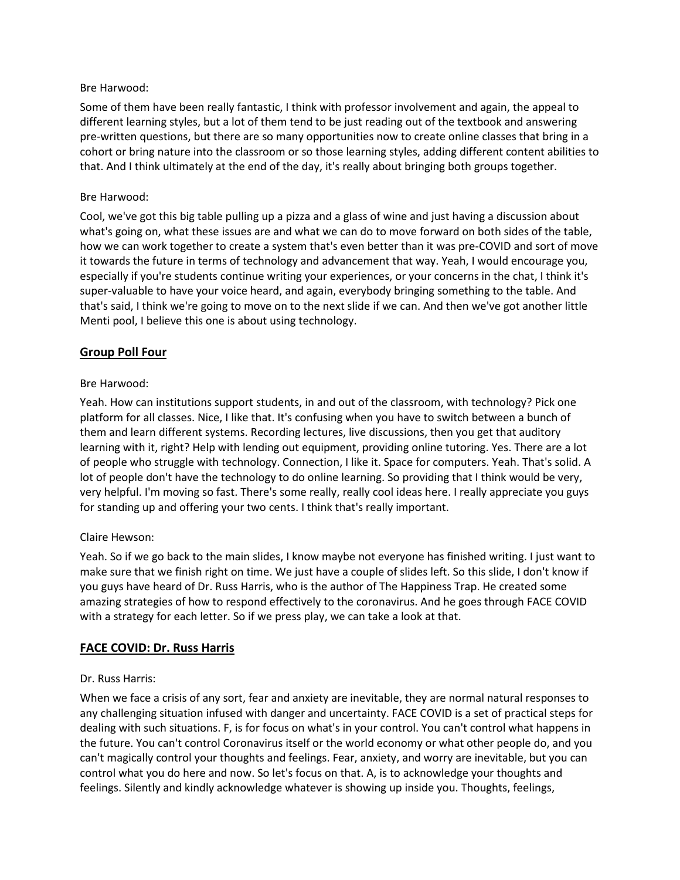Bre Harwood:

Some of them have been really fantastic, I think with professor involvement and again, the appeal to different learning styles, but a lot of them tend to be just reading out of the textbook and answering pre-written questions, but there are so many opportunities now to create online classes that bring in a cohort or bring nature into the classroom or so those learning styles, adding different content abilities to that. And I think ultimately at the end of the day, it's really about bringing both groups together.

Bre Harwood:

Cool, we've got this big table pulling up a pizza and a glass of wine and just having a discussion about what's going on, what these issues are and what we can do to move forward on both sides of the table, how we can work together to create a system that's even better than it was pre-COVID and sort of move it towards the future in terms of technology and advancement that way. Yeah, I would encourage you, especially if you're students continue writing your experiences, or your concerns in the chat, I think it's super-valuable to have your voice heard, and again, everybody bringing something to the table. And that's said, I think we're going to move on to the next slide if we can. And then we've got another little Menti pool, I believe this one is about using technology.

## Group Poll Four

Bre Harwood:

Yeah. How can institutions support students, in and out of the classroom, with technology? Pick one platform for all classes. Nice, I like that. It's confusing when you have to switch between a bunch of them and learn different systems. Recording lectures, live discussions, then you get that auditory learning with it, right? Help with lending out equipment, providing online tutoring. Yes. There are a lot of people who struggle with technology. Connection, I like it. Space for computers. Yeah. That's solid. A lot of people don't have the technology to do online learning. So providing that I think would be very, very helpful. I'm moving so fast. There's some really, really cool ideas here. I really appreciate you guys for standing up and offering your two cents. I think that's really important.

Claire Hewson:

Yeah. So if we go back to the main slides, I know maybe not everyone has finished writing. I just want to make sure that we finish right on time. We just have a couple of slides left. So this slide, I don't know if you guys have heard of Dr. Russ Harris, who is the author of The Happiness Trap. He created some amazing strategies of how to respond effectively to the coronavirus. And he goes through FACE COVID with a strategy for each letter. So if we press play, we can take a look at that.

## FACE COVID: Dr. Russ Harris

Dr. Russ Harris:

When we face a crisis of any sort, fear and anxiety are inevitable, they are normal natural responses to any challenging situation infused with danger and uncertainty. FACE COVID is a set of practical steps for dealing with such situations. F, is for focus on what's in your control. You can't control what happens in the future. You can't control Coronavirus itself or the world economy or what other people do, and you can't magically control your thoughts and feelings. Fear, anxiety, and worry are inevitable, but you can control what you do here and now. So let's focus on that. A, is to acknowledge your thoughts and feelings. Silently and kindly acknowledge whatever is showing up inside you. Thoughts, feelings,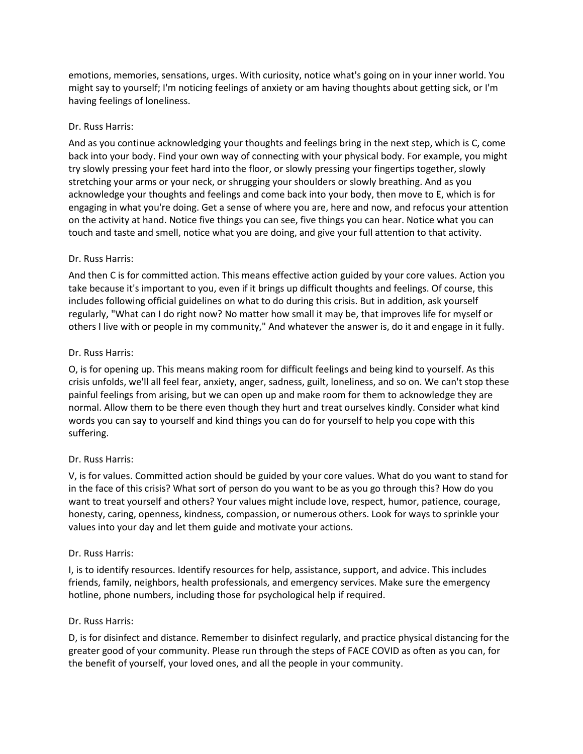emotions, memories, sensations, urges. With curiosity, notice what's going on in your inner world. You might say to yourself; I'm noticing feelings of anxiety or am having thoughts about getting sick, or I'm having feelings of loneliness.

Dr. Russ Harris:

And as you continue acknowledging your thoughts and feelings bring in the next step, which is C, come back into your body. Find your own way of connecting with your physical body. For example, you might try slowly pressing your feet hard into the floor, or slowly pressing your fingertips together, slowly stretching your arms or your neck, or shrugging your shoulders or slowly breathing. And as you acknowledge your thoughts and feelings and come back into your body, then move to E, which is for engaging in what you're doing. Get a sense of where you are, here and now, and refocus your attention on the activity at hand. Notice five things you can see, five things you can hear. Notice what you can touch and taste and smell, notice what you are doing, and give your full attention to that activity.

Dr. Russ Harris:

And then C is for committed action. This means effective action guided by your core values. Action you take because it's important to you, even if it brings up difficult thoughts and feelings. Of course, this includes following official guidelines on what to do during this crisis. But in addition, ask yourself regularly, "What can I do right now? No matter how small it may be, that improves life for myself or others I live with or people in my community," And whatever the answer is, do it and engage in it fully.

Dr. Russ Harris:

O, is for opening up. This means making room for difficult feelings and being kind to yourself. As this crisis unfolds, we'll all feel fear, anxiety, anger, sadness, guilt, loneliness, and so on. We can't stop these painful feelings from arising, but we can open up and make room for them to acknowledge they are normal. Allow them to be there even though they hurt and treat ourselves kindly. Consider what kind words you can say to yourself and kind things you can do for yourself to help you cope with this suffering.

Dr. Russ Harris:

V, is for values. Committed action should be guided by your core values. What do you want to stand for in the face of this crisis? What sort of person do you want to be as you go through this? How do you want to treat yourself and others? Your values might include love, respect, humor, patience, courage, honesty, caring, openness, kindness, compassion, or numerous others. Look for ways to sprinkle your values into your day and let them guide and motivate your actions.

Dr. Russ Harris:

I, is to identify resources. Identify resources for help, assistance, support, and advice. This includes friends, family, neighbors, health professionals, and emergency services. Make sure the emergency hotline, phone numbers, including those for psychological help if required.

Dr. Russ Harris:

D, is for disinfect and distance. Remember to disinfect regularly, and practice physical distancing for the greater good of your community. Please run through the steps of FACE COVID as often as you can, for the benefit of yourself, your loved ones, and all the people in your community.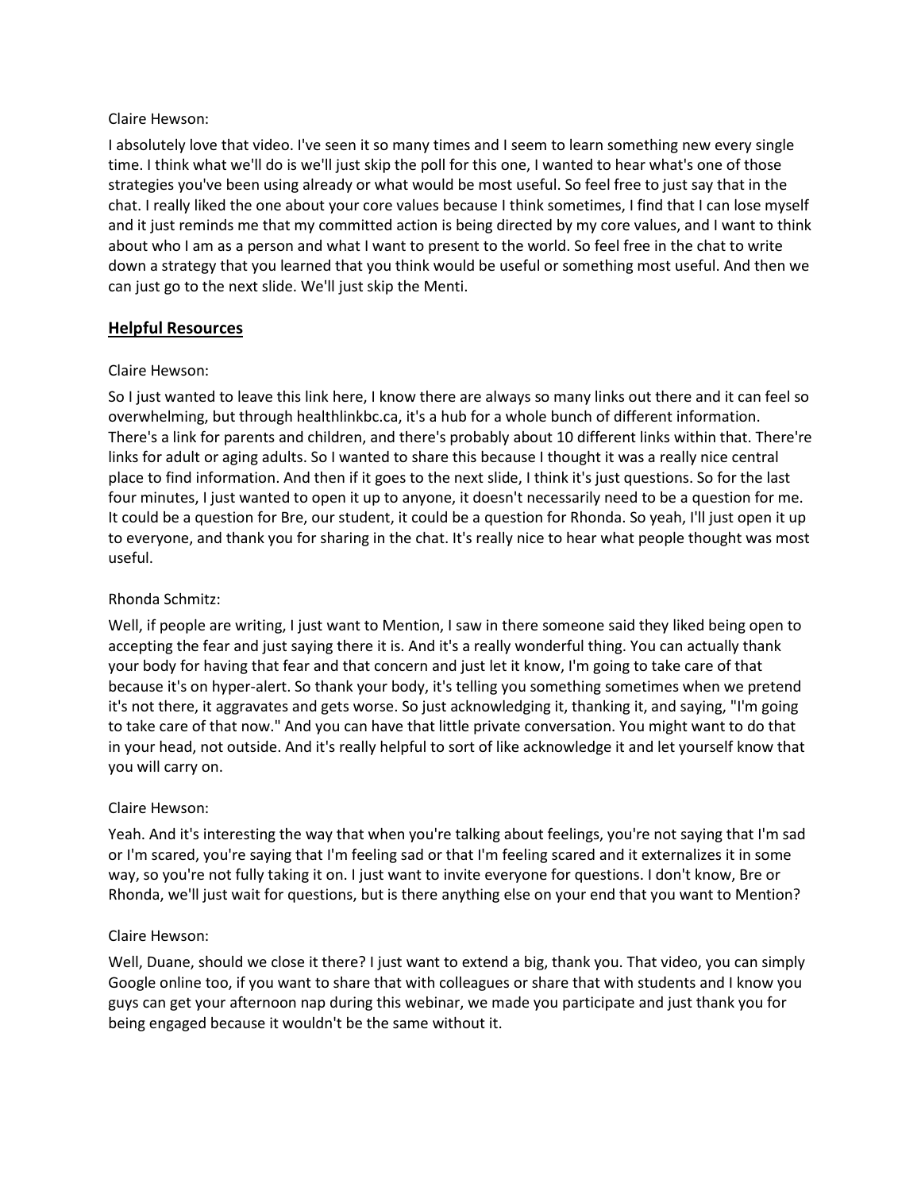Claire Hewson:

I absolutely love that video. I've seen it so many times and I seem to learn something new every single time. I think what we'll do is we'll just skip the poll for this one, I wanted to hear what's one of those strategies you've been using already or what would be most useful. So feel free to just say that in the chat. I really liked the one about your core values because I think sometimes, I find that I can lose myself and it just reminds me that my committed action is being directed by my core values, and I want to think about who I am as a person and what I want to present to the world. So feel free in the chat to write down a strategy that you learned that you think would be useful or something most useful. And then we can just go to the next slide. We'll just skip the Menti.

## Helpful Resources

Claire Hewson:

So I just wanted to leave this link here, I know there are always so many links out there and it can feel so overwhelming, but through healthlinkbc.ca, it's a hub for a whole bunch of different information. There's a link for parents and children, and there's probably about 10 different links within that. There're links for adult or aging adults. So I wanted to share this because I thought it was a really nice central place to find information. And then if it goes to the next slide, I think it's just questions. So for the last four minutes, I just wanted to open it up to anyone, it doesn't necessarily need to be a question for me. It could be a question for Bre, our student, it could be a question for Rhonda. So yeah, I'll just open it up to everyone, and thank you for sharing in the chat. It's really nice to hear what people thought was most useful.

Rhonda Schmitz:

Well, if people are writing, I just want to Mention, I saw in there someone said they liked being open to accepting the fear and just saying there it is. And it's a really wonderful thing. You can actually thank your body for having that fear and that concern and just let it know, I'm going to take care of that because it's on hyper-alert. So thank your body, it's telling you something sometimes when we pretend it's not there, it aggravates and gets worse. So just acknowledging it, thanking it, and saying, "I'm going to take care of that now." And you can have that little private conversation. You might want to do that in your head, not outside. And it's really helpful to sort of like acknowledge it and let yourself know that you will carry on.

Claire Hewson:

Yeah. And it's interesting the way that when you're talking about feelings, you're not saying that I'm sad or I'm scared, you're saying that I'm feeling sad or that I'm feeling scared and it externalizes it in some way, so you're not fully taking it on. I just want to invite everyone for questions. I don't know, Bre or Rhonda, we'll just wait for questions, but is there anything else on your end that you want to Mention?

Claire Hewson:

Well, Duane, should we close it there? I just want to extend a big, thank you. That video, you can simply Google online too, if you want to share that with colleagues or share that with students and I know you guys can get your afternoon nap during this webinar, we made you participate and just thank you for being engaged because it wouldn't be the same without it.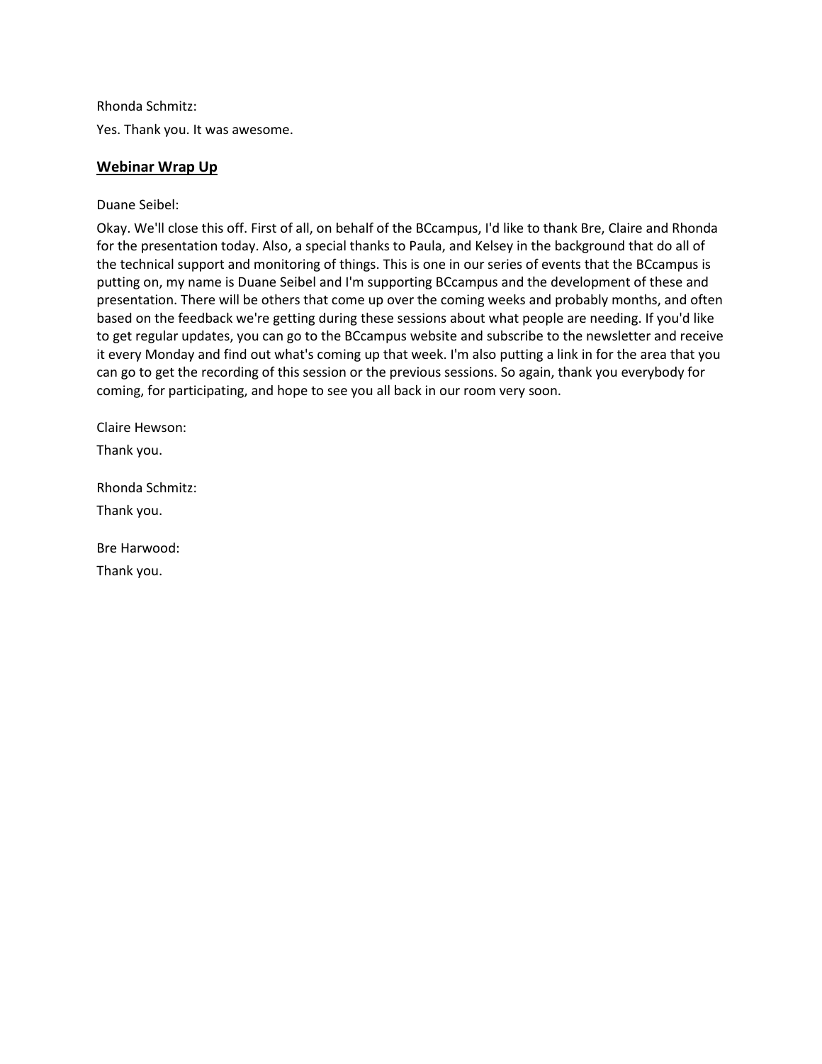Rhonda Schmitz:

Yes. Thank you. It was awesome.

## **Webinar Wrap Up**

Duane Seibel:

Okay. We'll close this off. First of all, on behalf of the BCcampus, I'd like to thank Bre, Claire and Rhonda for the presentation today. Also, a special thanks to Paula, and Kelsey in the background that do all of the technical support and monitoring of things. This is one in our series of events that the BCcampus is putting on, my name is Duane Seibel and I'm supporting BCcampus and the development of these and presentation. There will be others that come up over the coming weeks and probably months, and often based on the feedback we're getting during these sessions about what people are needing. If you'd like to get regular updates, you can go to the BCcampus website and subscribe to the newsletter and receive it every Monday and find out what's coming up that week. I'm also putting a link in for the area that you can go to get the recording of this session or the previous sessions. So again, thank you everybody for coming, for participating, and hope to see you all back in our room very soon.

Claire Hewson:

Thank you.

Rhonda Schmitz:

Thank you.

Bre Harwood:

Thank you.